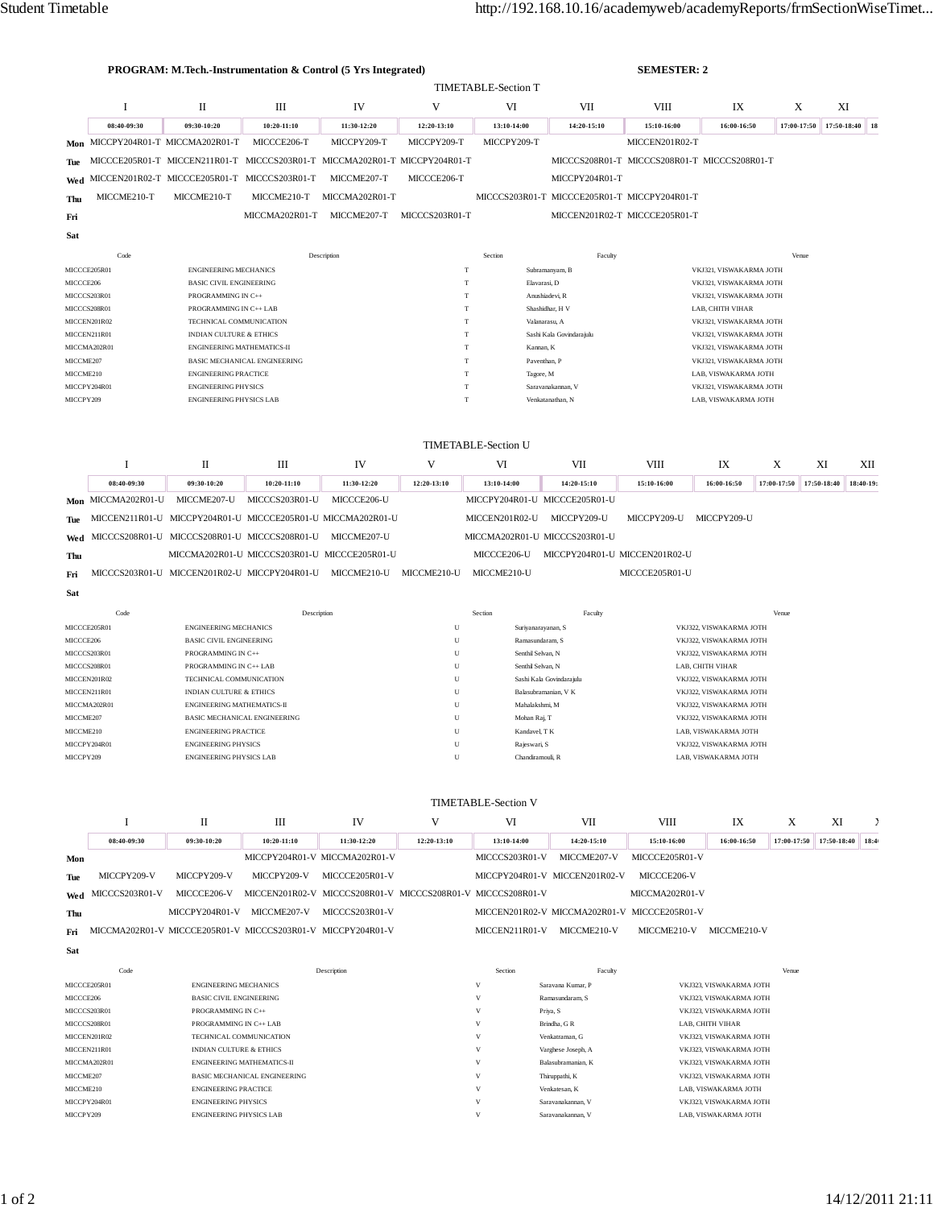**PROGRAM: M.Tech.-Instrumentation & Control (5 Yrs Integrated)** **SEMESTER: 2**

## TIMETABLE-Section T

| | I | II | III | IV | V | VI | VII | VIII | IX | X | XI | |
|---|---|---|---|---|---|---|---|---|---|---|---|---|
| | 08:40-09:30 | 09:30-10:20 | 10:20-11:10 | 11:30-12:20 | 12:20-13:10 | 13:10-14:00 | 14:20-15:10 | 15:10-16:00 | 16:00-16:50 | 17:00-17:50 | 17:50-18:40 | 18 |
| **Mon** | MICCPY204R01-T | MICCMA202R01-T | MICCCE206-T | MICCPY209-T | MICCPY209-T | MICCPY209-T | | MICCEN201R02-T | | | | |
| **Tue** | MICCCE205R01-T | MICCEN211R01-T | MICCCS203R01-T | MICCMA202R01-T | MICCPY204R01-T | | MICCCS208R01-T | MICCCS208R01-T | MICCCS208R01-T | | | |
| **Wed** | MICCEN201R02-T | MICCCE205R01-T | MICCCS203R01-T | MICCME207-T | MICCCE206-T | | MICCPY204R01-T | | | | | |
| **Thu** | MICCME210-T | MICCME210-T | MICCME210-T | MICCMA202R01-T | | MICCCS203R01-T | MICCCE205R01-T | MICCPY204R01-T | | | | |
| **Fri** | | | MICCMA202R01-T | MICCME207-T | MICCCS203R01-T | | MICCEN201R02-T | MICCCE205R01-T | | | | |
| **Sat** | | | | | | | | | | | | |

| Code | Description | Section | Faculty | Venue |
|---|---|---|---|---|
| MICCCE205R01 | ENGINEERING MECHANICS | T | Subramanyam, B | VKJ321, VISWAKARMA JOTH |
| MICCCE206 | BASIC CIVIL ENGINEERING | T | Elavarasi, D | VKJ321, VISWAKARMA JOTH |
| MICCCS203R01 | PROGRAMMING IN C++ | T | Anushiadevi, R | VKJ321, VISWAKARMA JOTH |
| MICCCS208R01 | PROGRAMMING IN C++ LAB | T | Shashidhar, H V | LAB, CHITH VIHAR |
| MICCEN201R02 | TECHNICAL COMMUNICATION | T | Valanarasu, A | VKJ321, VISWAKARMA JOTH |
| MICCEN211R01 | INDIAN CULTURE & ETHICS | T | Sashi Kala Govindarajulu | VKJ321, VISWAKARMA JOTH |
| MICCMA202R01 | ENGINEERING MATHEMATICS-II | T | Kannan, K | VKJ321, VISWAKARMA JOTH |
| MICCME207 | BASIC MECHANICAL ENGINEERING | T | Paventhan, P | VKJ321, VISWAKARMA JOTH |
| MICCME210 | ENGINEERING PRACTICE | T | Tagore, M | LAB, VISWAKARMA JOTH |
| MICCPY204R01 | ENGINEERING PHYSICS | T | Saravanakannan, V | VKJ321, VISWAKARMA JOTH |
| MICCPY209 | ENGINEERING PHYSICS LAB | T | Venkatanathan, N | LAB, VISWAKARMA JOTH |

## TIMETABLE-Section U

| | I | II | III | IV | V | VI | VII | VIII | IX | X | XI | XII |
|---|---|---|---|---|---|---|---|---|---|---|---|---|
| | 08:40-09:30 | 09:30-10:20 | 10:20-11:10 | 11:30-12:20 | 12:20-13:10 | 13:10-14:00 | 14:20-15:10 | 15:10-16:00 | 16:00-16:50 | 17:00-17:50 | 17:50-18:40 | 18:40-19: |
| **Mon** | MICCMA202R01-U | MICCME207-U | MICCCS203R01-U | MICCCE206-U | | MICCPY204R01-U | MICCCE205R01-U | | | | | |
| **Tue** | MICCEN211R01-U | MICCPY204R01-U | MICCCE205R01-U | MICCMA202R01-U | | MICCEN201R02-U | MICCPY209-U | MICCPY209-U | MICCPY209-U | | | |
| **Wed** | MICCCS208R01-U | MICCCS208R01-U | MICCCS208R01-U | MICCME207-U | | MICCMA202R01-U | MICCCS203R01-U | | | | | |
| **Thu** | | MICCMA202R01-U | MICCCS203R01-U | MICCCE205R01-U | | MICCCE206-U | MICCPY204R01-U | MICCEN201R02-U | | | | |
| **Fri** | MICCCS203R01-U | MICCEN201R02-U | MICCPY204R01-U | MICCME210-U | MICCME210-U | MICCME210-U | | MICCCE205R01-U | | | | |
| **Sat** | | | | | | | | | | | | |

| Code | Description | Section | Faculty | Venue |
|---|---|---|---|---|
| MICCCE205R01 | ENGINEERING MECHANICS | U | Suriyanarayanan, S | VKJ322, VISWAKARMA JOTH |
| MICCCE206 | BASIC CIVIL ENGINEERING | U | Ramasundaram, S | VKJ322, VISWAKARMA JOTH |
| MICCCS203R01 | PROGRAMMING IN C++ | U | Senthil Selvan, N | VKJ322, VISWAKARMA JOTH |
| MICCCS208R01 | PROGRAMMING IN C++ LAB | U | Senthil Selvan, N | LAB, CHITH VIHAR |
| MICCEN201R02 | TECHNICAL COMMUNICATION | U | Sashi Kala Govindarajulu | VKJ322, VISWAKARMA JOTH |
| MICCEN211R01 | INDIAN CULTURE & ETHICS | U | Balasubramanian, V K | VKJ322, VISWAKARMA JOTH |
| MICCMA202R01 | ENGINEERING MATHEMATICS-II | U | Mahalakshmi, M | VKJ322, VISWAKARMA JOTH |
| MICCME207 | BASIC MECHANICAL ENGINEERING | U | Mohan Raj, T | VKJ322, VISWAKARMA JOTH |
| MICCME210 | ENGINEERING PRACTICE | U | Kandavel, T K | LAB, VISWAKARMA JOTH |
| MICCPY204R01 | ENGINEERING PHYSICS | U | Rajeswari, S | VKJ322, VISWAKARMA JOTH |
| MICCPY209 | ENGINEERING PHYSICS LAB | U | Chandiramouli, R | LAB, VISWAKARMA JOTH |

## TIMETABLE-Section V

| | I | II | III | IV | V | VI | VII | VIII | IX | X | XI | |
|---|---|---|---|---|---|---|---|---|---|---|---|---|
| | 08:40-09:30 | 09:30-10:20 | 10:20-11:10 | 11:30-12:20 | 12:20-13:10 | 13:10-14:00 | 14:20-15:10 | 15:10-16:00 | 16:00-16:50 | 17:00-17:50 | 17:50-18:40 | 18:4 |
| **Mon** | | | MICCPY204R01-V | MICCMA202R01-V | | MICCCS203R01-V | MICCME207-V | MICCCE205R01-V | | | | |
| **Tue** | MICCPY209-V | MICCPY209-V | MICCPY209-V | MICCCE205R01-V | | MICCPY204R01-V | MICCEN201R02-V | MICCCE206-V | | | | |
| **Wed** | MICCCS203R01-V | MICCCE206-V | MICCEN201R02-V | MICCCS208R01-V | MICCCS208R01-V | MICCCS208R01-V | | MICCMA202R01-V | | | | |
| **Thu** | | MICCPY204R01-V | MICCME207-V | MICCCS203R01-V | | MICCEN201R02-V | MICCMA202R01-V | MICCCE205R01-V | | | | |
| **Fri** | MICCMA202R01-V | MICCCE205R01-V | MICCCS203R01-V | MICCPY204R01-V | | MICCEN211R01-V | MICCME210-V | MICCME210-V | MICCME210-V | | | |
| **Sat** | | | | | | | | | | | | |

| Code | Description | Section | Faculty | Venue |
|---|---|---|---|---|
| MICCCE205R01 | ENGINEERING MECHANICS | V | Saravana Kumar, P | VKJ323, VISWAKARMA JOTH |
| MICCCE206 | BASIC CIVIL ENGINEERING | V | Ramasundaram, S | VKJ323, VISWAKARMA JOTH |
| MICCCS203R01 | PROGRAMMING IN C++ | V | Priya, S | VKJ323, VISWAKARMA JOTH |
| MICCCS208R01 | PROGRAMMING IN C++ LAB | V | Brindha, G R | LAB, CHITH VIHAR |
| MICCEN201R02 | TECHNICAL COMMUNICATION | V | Venkatraman, G | VKJ323, VISWAKARMA JOTH |
| MICCEN211R01 | INDIAN CULTURE & ETHICS | V | Varghese Joseph, A | VKJ323, VISWAKARMA JOTH |
| MICCMA202R01 | ENGINEERING MATHEMATICS-II | V | Balasubramanian, K | VKJ323, VISWAKARMA JOTH |
| MICCME207 | BASIC MECHANICAL ENGINEERING | V | Thiruppathi, K | VKJ323, VISWAKARMA JOTH |
| MICCME210 | ENGINEERING PRACTICE | V | Venkatesan, K | LAB, VISWAKARMA JOTH |
| MICCPY204R01 | ENGINEERING PHYSICS | V | Saravanakannan, V | VKJ323, VISWAKARMA JOTH |
| MICCPY209 | ENGINEERING PHYSICS LAB | V | Saravanakannan, V | LAB, VISWAKARMA JOTH |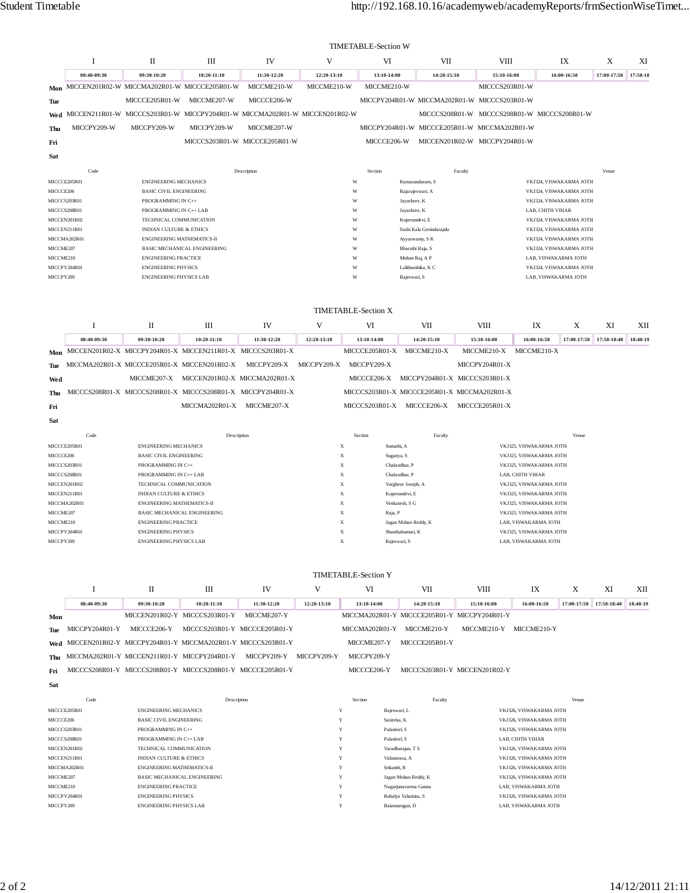## TIMETABLE-Section W

| | I | II | III | IV | V | VI | VII | VIII | IX | X | XI |
|---|---|---|---|---|---|---|---|---|---|---|---|
| | 08:40-09:30 | 09:30-10:20 | 10:20-11:10 | 11:30-12:20 | 12:20-13:10 | 13:10-14:00 | 14:20-15:10 | 15:10-16:00 | 16:00-16:50 | 17:00-17:50 | 17:50-18 |
| Mon | MICCEN201R02-W | MICCMA202R01-W | MICCCE205R01-W | MICCME210-W | MICCME210-W | MICCME210-W | | MICCCS203R01-W | | | |
| Tue | | MICCCE205R01-W | MICCME207-W | MICCCE206-W | | MICCPY204R01-W | MICCMA202R01-W | MICCCS203R01-W | | | |
| Wed | MICCEN211R01-W | MICCCS203R01-W | MICCPY204R01-W | MICCMA202R01-W | MICCEN201R02-W | | MICCCS208R01-W | MICCCS208R01-W | MICCCS208R01-W | | |
| Thu | MICCPY209-W | MICCPY209-W | MICCPY209-W | MICCME207-W | | MICCPY204R01-W | MICCCE205R01-W | MICCMA202R01-W | | | |
| Fri | | | MICCCS203R01-W | MICCCE205R01-W | | MICCCE206-W | MICCEN201R02-W | MICCPY204R01-W | | | |
| Sat | | | | | | | | | | | |

| Code | Description | Section | Faculty | Venue |
|---|---|---|---|---|
| MICCCE205R01 | ENGINEERING MECHANICS | W | Ramasundaram, S | VKJ324, VISWAKARMA JOTH |
| MICCCE206 | BASIC CIVIL ENGINEERING | W | Rajarajeswari, A | VKJ324, VISWAKARMA JOTH |
| MICCCS203R01 | PROGRAMMING IN C++ | W | Jayashree, K | VKJ324, VISWAKARMA JOTH |
| MICCCS208R01 | PROGRAMMING IN C++ LAB | W | Jayashree, K | LAB, CHITH VIHAR |
| MICCEN201R02 | TECHNICAL COMMUNICATION | W | Koperundevi, E | VKJ324, VISWAKARMA JOTH |
| MICCEN211R01 | INDIAN CULTURE & ETHICS | W | Sashi Kala Govindarajulu | VKJ324, VISWAKARMA JOTH |
| MICCMA202R01 | ENGINEERING MATHEMATICS-II | W | Ayyaswamy, S K | VKJ324, VISWAKARMA JOTH |
| MICCME207 | BASIC MECHANICAL ENGINEERING | W | Bharathi Raja, S | VKJ324, VISWAKARMA JOTH |
| MICCME210 | ENGINEERING PRACTICE | W | Mohan Raj, A P | LAB, VISWAKARMA JOTH |
| MICCPY204R01 | ENGINEERING PHYSICS | W | Lalithambika, K C | VKJ324, VISWAKARMA JOTH |
| MICCPY209 | ENGINEERING PHYSICS LAB | W | Rajeswari, S | LAB, VISWAKARMA JOTH |

## TIMETABLE-Section X

| | I | II | III | IV | V | VI | VII | VIII | IX | X | XI | XII |
|---|---|---|---|---|---|---|---|---|---|---|---|---|
| | 08:40-09:30 | 09:30-10:20 | 10:20-11:10 | 11:30-12:20 | 12:20-13:10 | 13:10-14:00 | 14:20-15:10 | 15:10-16:00 | 16:00-16:50 | 17:00-17:50 | 17:50-18:40 | 18:40-19 |
| Mon | MICCEN201R02-X | MICCPY204R01-X | MICCEN211R01-X | MICCCS203R01-X | | MICCCE205R01-X | MICCME210-X | MICCME210-X | MICCME210-X | | | |
| Tue | MICCMA202R01-X | MICCCE205R01-X | MICCEN201R02-X | MICCPY209-X | MICCPY209-X | MICCPY209-X | | MICCPY204R01-X | | | | |
| Wed | | MICCME207-X | MICCEN201R02-X | MICCMA202R01-X | | MICCCE206-X | MICCPY204R01-X | MICCCS203R01-X | | | | |
| Thu | MICCCS208R01-X | MICCCS208R01-X | MICCCS208R01-X | MICCPY204R01-X | | MICCCS203R01-X | MICCCE205R01-X | MICCMA202R01-X | | | | |
| Fri | | | MICCMA202R01-X | MICCME207-X | | MICCCS203R01-X | MICCCE206-X | MICCCE205R01-X | | | | |
| Sat | | | | | | | | | | | | |

| Code | Description | Section | Faculty | Venue |
|---|---|---|---|---|
| MICCCE205R01 | ENGINEERING MECHANICS | X | Sumathi, A | VKJ325, VISWAKARMA JOTH |
| MICCCE206 | BASIC CIVIL ENGINEERING | X | Suganya, S | VKJ325, VISWAKARMA JOTH |
| MICCCS203R01 | PROGRAMMING IN C++ | X | Chakradhar, P | VKJ325, VISWAKARMA JOTH |
| MICCCS208R01 | PROGRAMMING IN C++ LAB | X | Chakradhar, P | LAB, CHITH VIHAR |
| MICCEN201R02 | TECHNICAL COMMUNICATION | X | Varghese Joseph, A | VKJ325, VISWAKARMA JOTH |
| MICCEN211R01 | INDIAN CULTURE & ETHICS | X | Koperundevi, E | VKJ325, VISWAKARMA JOTH |
| MICCMA202R01 | ENGINEERING MATHEMATICS-II | X | Venkatesh, S G | VKJ325, VISWAKARMA JOTH |
| MICCME207 | BASIC MECHANICAL ENGINEERING | X | Raja, P | VKJ325, VISWAKARMA JOTH |
| MICCME210 | ENGINEERING PRACTICE | X | Jagan Mohan Reddy, K | LAB, VISWAKARMA JOTH |
| MICCPY204R01 | ENGINEERING PHYSICS | X | Shanthakumari, K | VKJ325, VISWAKARMA JOTH |
| MICCPY209 | ENGINEERING PHYSICS LAB | X | Rajeswari, S | LAB, VISWAKARMA JOTH |

## TIMETABLE-Section Y

| | I | II | III | IV | V | VI | VII | VIII | IX | X | XI | XII |
|---|---|---|---|---|---|---|---|---|---|---|---|---|
| | 08:40-09:30 | 09:30-10:20 | 10:20-11:10 | 11:30-12:20 | 12:20-13:10 | 13:10-14:00 | 14:20-15:10 | 15:10-16:00 | 16:00-16:50 | 17:00-17:50 | 17:50-18:40 | 18:40-19 |
| Mon | | MICCEN201R02-Y | MICCCS203R01-Y | MICCME207-Y | | MICCMA202R01-Y | MICCCE205R01-Y | MICCPY204R01-Y | | | | |
| Tue | MICCPY204R01-Y | MICCCE206-Y | MICCCS203R01-Y | MICCCE205R01-Y | | MICCMA202R01-Y | MICCME210-Y | MICCME210-Y | MICCME210-Y | | | |
| Wed | MICCEN201R02-Y | MICCPY204R01-Y | MICCMA202R01-Y | MICCCS203R01-Y | | MICCME207-Y | MICCCE205R01-Y | | | | | |
| Thu | MICCMA202R01-Y | MICCEN211R01-Y | MICCPY204R01-Y | MICCPY209-Y | MICCPY209-Y | MICCPY209-Y | | | | | | |
| Fri | MICCCS208R01-Y | MICCCS208R01-Y | MICCCS208R01-Y | MICCCE205R01-Y | | MICCCE206-Y | MICCCS203R01-Y | MICCEN201R02-Y | | | | |
| Sat | | | | | | | | | | | | |

| Code | Description | Section | Faculty | Venue |
|---|---|---|---|---|
| MICCCE205R01 | ENGINEERING MECHANICS | Y | Rajeswari, L | VKJ326, VISWAKARMA JOTH |
| MICCCE206 | BASIC CIVIL ENGINEERING | Y | Sasireka, K | VKJ326, VISWAKARMA JOTH |
| MICCCS203R01 | PROGRAMMING IN C++ | Y | Palanivel, S | VKJ326, VISWAKARMA JOTH |
| MICCCS208R01 | PROGRAMMING IN C++ LAB | Y | Palanivel, S | LAB, CHITH VIHAR |
| MICCEN201R02 | TECHNICAL COMMUNICATION | Y | Varadharajan, T S | VKJ326, VISWAKARMA JOTH |
| MICCEN211R01 | INDIAN CULTURE & ETHICS | Y | Valanarasu, A | VKJ326, VISWAKARMA JOTH |
| MICCMA202R01 | ENGINEERING MATHEMATICS-II | Y | Srikanth, R | VKJ326, VISWAKARMA JOTH |
| MICCME207 | BASIC MECHANICAL ENGINEERING | Y | Jagan Mohan Reddy, K | VKJ326, VISWAKARMA JOTH |
| MICCME210 | ENGINEERING PRACTICE | Y | Nagarjunavarma Ganna | LAB, VISWAKARMA JOTH |
| MICCPY204R01 | ENGINEERING PHYSICS | Y | Rubalya Valantina, S | VKJ326, VISWAKARMA JOTH |
| MICCPY209 | ENGINEERING PHYSICS LAB | Y | Balamurugan, D | LAB, VISWAKARMA JOTH |